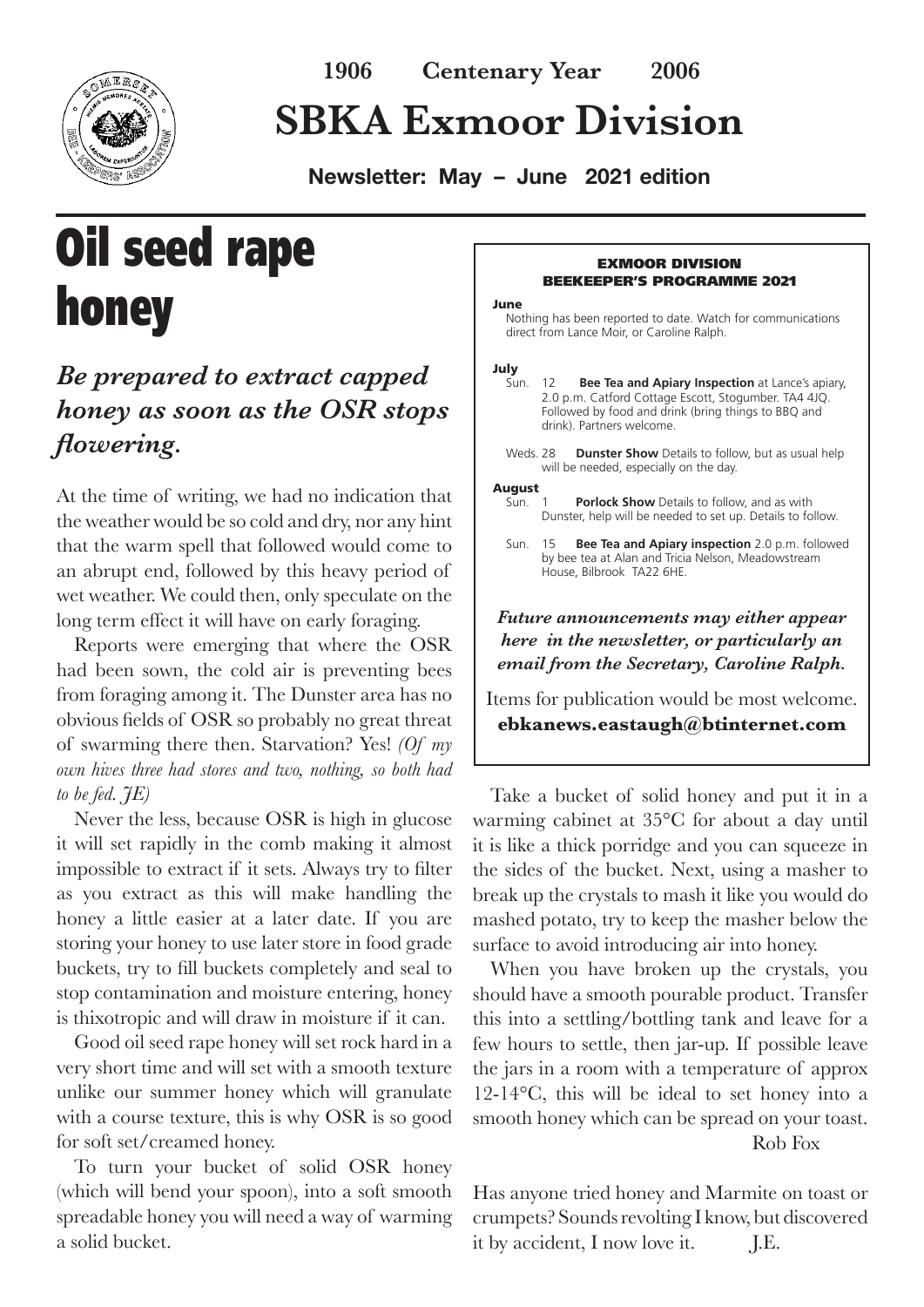**1906 Centenary Year 2006**

# SBKA Exmoor Division

**Newsletter: May – June 2021 edition**

# Oil seed rape honey

## *Be prepared to extract capped honey as soon as the OSR stops flowering.*

At the time of writing, we had no indication that the weather would be so cold and dry, nor any hint that the warm spell that followed would come to an abrupt end, followed by this heavy period of wet weather. We could then, only speculate on the long term effect it will have on early foraging.

Reports were emerging that where the OSR had been sown, the cold air is preventing bees from foraging among it. The Dunster area has no obvious fields of OSR so probably no great threat of swarming there then. Starvation? Yes! *(Of my own hives three had stores and two, nothing, so both had to be fed. JE)*

Never the less, because OSR is high in glucose it will set rapidly in the comb making it almost impossible to extract if it sets. Always try to filter as you extract as this will make handling the honey a little easier at a later date. If you are storing your honey to use later store in food grade buckets, try to fill buckets completely and seal to stop contamination and moisture entering, honey is thixotropic and will draw in moisture if it can.

Good oil seed rape honey will set rock hard in a very short time and will set with a smooth texture unlike our summer honey which will granulate with a course texture, this is why OSR is so good for soft set/creamed honey.

To turn your bucket of solid OSR honey (which will bend your spoon), into a soft smooth spreadable honey you will need a way of warming a solid bucket.

Take a bucket of solid honey and put it in a warming cabinet at 35°C for about a day until it is like a thick porridge and you can squeeze in the sides of the bucket. Next, using a masher to break up the crystals to mash it like you would do mashed potato, try to keep the masher below the surface to avoid introducing air into honey.

When you have broken up the crystals, you should have a smooth pourable product. Transfer this into a settling/bottling tank and leave for a few hours to settle, then jar-up. If possible leave the jars in a room with a temperature of approx 12-14°C, this will be ideal to set honey into a smooth honey which can be spread on your toast.

Rob Fox

---

### EXMOOR DIVISION BEEKEEPER'S PROGRAMME 2021

**June**

Nothing has been reported to date. Watch for communications direct from Lance Moir, or Caroline Ralph.

**July**

Sun. 12 **Bee Tea and Apiary Inspection** at Lance's apiary, 2.0 p.m. Catford Cottage Escott, Stogumber. TA4 4JQ. Followed by food and drink (bring things to BBQ and drink). Partners welcome.

Weds. 28 **Dunster Show** Details to follow, but as usual help will be needed, especially on the day.

**August**

Sun. 1 **Porlock Show** Details to follow, and as with Dunster, help will be needed to set up. Details to follow.

Sun. 15 **Bee Tea and Apiary inspection** 2.0 p.m. followed by bee tea at Alan and Tricia Nelson, Meadowstream House, Bilbrook TA22 6HE.

***Future announcements may either appear here in the newsletter, or particularly an email from the Secretary, Caroline Ralph.***

Items for publication would be most welcome.
**ebkanews.eastaugh@btinternet.com**

---

Has anyone tried honey and Marmite on toast or crumpets? Sounds revolting I know, but discovered it by accident, I now love it. J.E.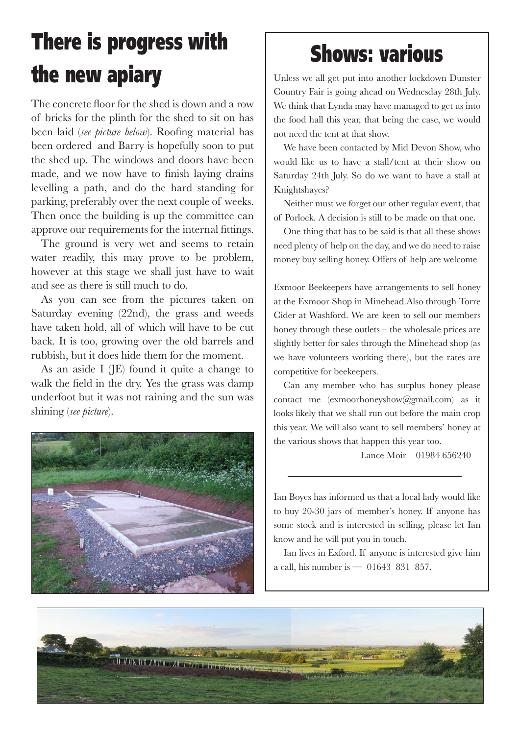# There is progress with the new apiary

The concrete floor for the shed is down and a row of bricks for the plinth for the shed to sit on has been laid (*see picture below*). Roofing material has been ordered and Barry is hopefully soon to put the shed up. The windows and doors have been made, and we now have to finish laying drains levelling a path, and do the hard standing for parking, preferably over the next couple of weeks. Then once the building is up the committee can approve our requirements for the internal fittings.

The ground is very wet and seems to retain water readily, this may prove to be problem, however at this stage we shall just have to wait and see as there is still much to do.

As you can see from the pictures taken on Saturday evening (22nd), the grass and weeds have taken hold, all of which will have to be cut back. It is too, growing over the old barrels and rubbish, but it does hide them for the moment.

As an aside I (JE) found it quite a change to walk the field in the dry. Yes the grass was damp underfoot but it was not raining and the sun was shining (*see picture*).

# Shows: various

Unless we all get put into another lockdown Dunster Country Fair is going ahead on Wednesday 28th July. We think that Lynda may have managed to get us into the food hall this year, that being the case, we would not need the tent at that show.

We have been contacted by Mid Devon Show, who would like us to have a stall/tent at their show on Saturday 24th July. So do we want to have a stall at Knightshayes?

Neither must we forget our other regular event, that of Porlock. A decision is still to be made on that one.

One thing that has to be said is that all these shows need plenty of help on the day, and we do need to raise money buy selling honey. Offers of help are welcome

Exmoor Beekeepers have arrangements to sell honey at the Exmoor Shop in Minehead.Also through Torre Cider at Washford. We are keen to sell our members honey through these outlets – the wholesale prices are slightly better for sales through the Minehead shop (as we have volunteers working there), but the rates are competitive for beekeepers.

Can any member who has surplus honey please contact me (exmoorhoneyshow@gmail.com) as it looks likely that we shall run out before the main crop this year. We will also want to sell members' honey at the various shows that happen this year too.

Lance Moir 01984 656240

---

Ian Boyes has informed us that a local lady would like to buy 20-30 jars of member's honey. If anyone has some stock and is interested in selling, please let Ian know and he will put you in touch.

Ian lives in Exford. If anyone is interested give him a call, his number is — 01643 831 857.